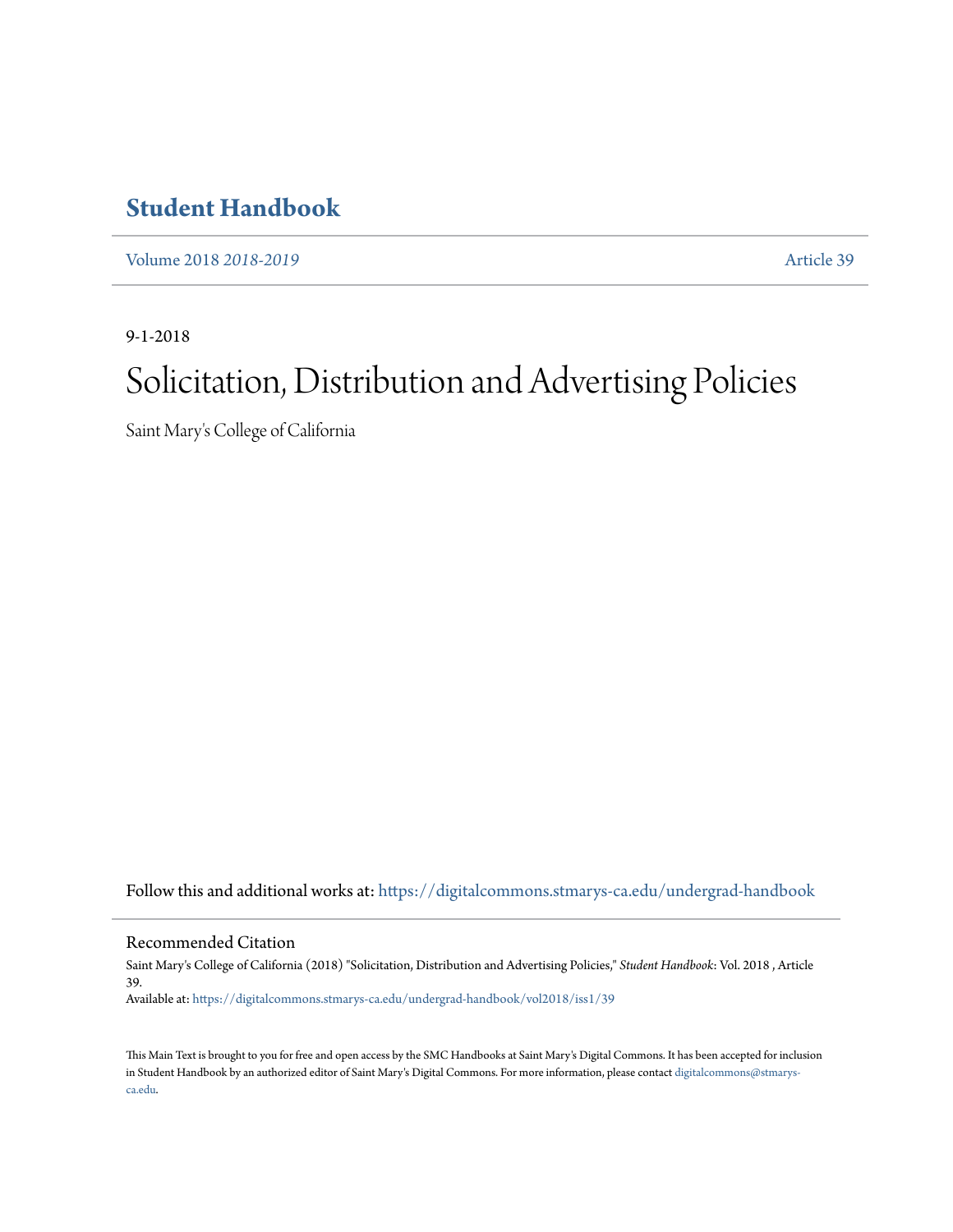# Student Handbook

Volume 2018 *2018-2019* Article 39

9-1-2018

# Solicitation, Distribution and Advertising Policies

Saint Mary's College of California

Follow this and additional works at: https://digitalcommons.stmarys-ca.edu/undergrad-handbook

## Recommended Citation

Saint Mary's College of California (2018) "Solicitation, Distribution and Advertising Policies," *Student Handbook*: Vol. 2018 , Article 39.

Available at: https://digitalcommons.stmarys-ca.edu/undergrad-handbook/vol2018/iss1/39

This Main Text is brought to you for free and open access by the SMC Handbooks at Saint Mary's Digital Commons. It has been accepted for inclusion in Student Handbook by an authorized editor of Saint Mary's Digital Commons. For more information, please contact digitalcommons@stmarys-ca.edu.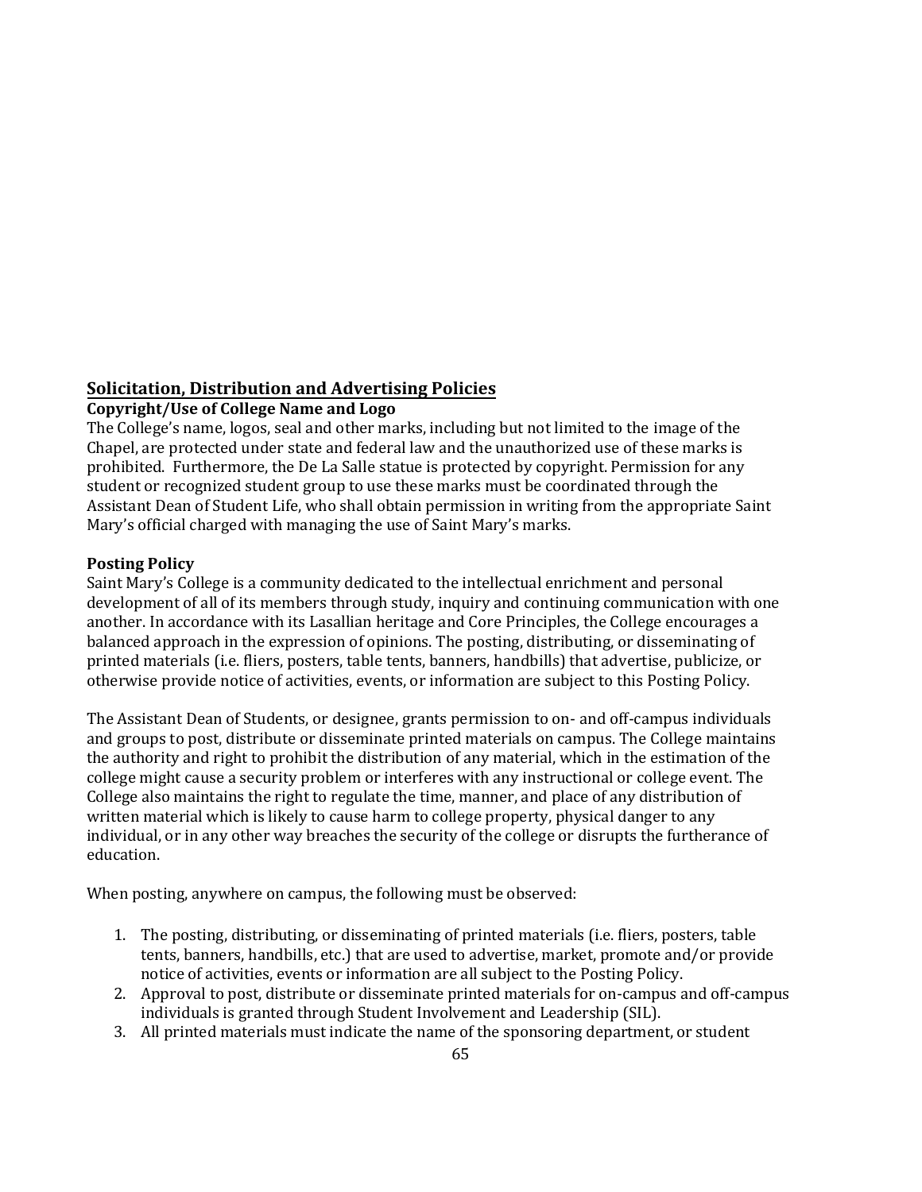## Solicitation, Distribution and Advertising Policies

### Copyright/Use of College Name and Logo

The College's name, logos, seal and other marks, including but not limited to the image of the Chapel, are protected under state and federal law and the unauthorized use of these marks is prohibited. Furthermore, the De La Salle statue is protected by copyright. Permission for any student or recognized student group to use these marks must be coordinated through the Assistant Dean of Student Life, who shall obtain permission in writing from the appropriate Saint Mary's official charged with managing the use of Saint Mary's marks.

### Posting Policy

Saint Mary's College is a community dedicated to the intellectual enrichment and personal development of all of its members through study, inquiry and continuing communication with one another. In accordance with its Lasallian heritage and Core Principles, the College encourages a balanced approach in the expression of opinions. The posting, distributing, or disseminating of printed materials (i.e. fliers, posters, table tents, banners, handbills) that advertise, publicize, or otherwise provide notice of activities, events, or information are subject to this Posting Policy.

The Assistant Dean of Students, or designee, grants permission to on- and off-campus individuals and groups to post, distribute or disseminate printed materials on campus. The College maintains the authority and right to prohibit the distribution of any material, which in the estimation of the college might cause a security problem or interferes with any instructional or college event. The College also maintains the right to regulate the time, manner, and place of any distribution of written material which is likely to cause harm to college property, physical danger to any individual, or in any other way breaches the security of the college or disrupts the furtherance of education.

When posting, anywhere on campus, the following must be observed:

1. The posting, distributing, or disseminating of printed materials (i.e. fliers, posters, table tents, banners, handbills, etc.) that are used to advertise, market, promote and/or provide notice of activities, events or information are all subject to the Posting Policy.
2. Approval to post, distribute or disseminate printed materials for on-campus and off-campus individuals is granted through Student Involvement and Leadership (SIL).
3. All printed materials must indicate the name of the sponsoring department, or student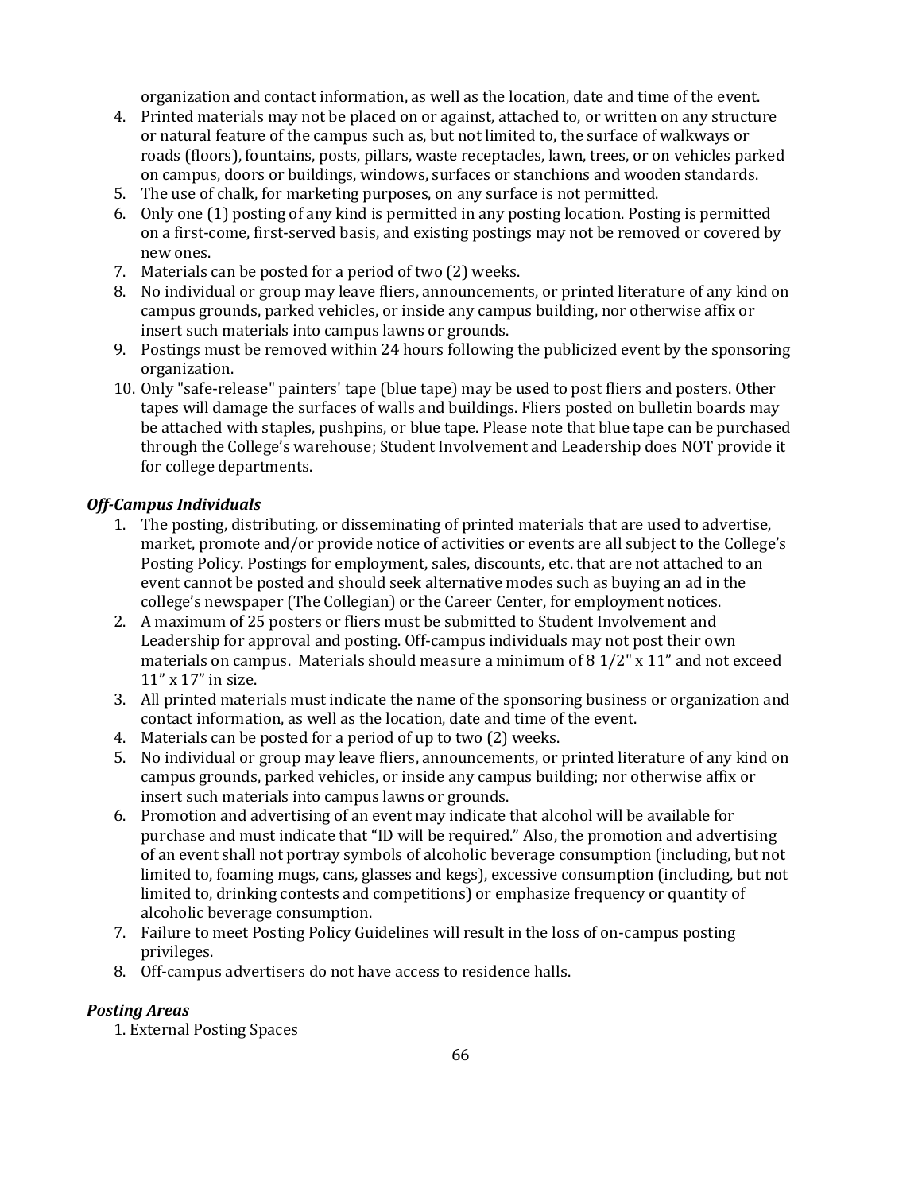organization and contact information, as well as the location, date and time of the event.

4. Printed materials may not be placed on or against, attached to, or written on any structure or natural feature of the campus such as, but not limited to, the surface of walkways or roads (floors), fountains, posts, pillars, waste receptacles, lawn, trees, or on vehicles parked on campus, doors or buildings, windows, surfaces or stanchions and wooden standards.
5. The use of chalk, for marketing purposes, on any surface is not permitted.
6. Only one (1) posting of any kind is permitted in any posting location. Posting is permitted on a first-come, first-served basis, and existing postings may not be removed or covered by new ones.
7. Materials can be posted for a period of two (2) weeks.
8. No individual or group may leave fliers, announcements, or printed literature of any kind on campus grounds, parked vehicles, or inside any campus building, nor otherwise affix or insert such materials into campus lawns or grounds.
9. Postings must be removed within 24 hours following the publicized event by the sponsoring organization.
10. Only "safe-release" painters' tape (blue tape) may be used to post fliers and posters. Other tapes will damage the surfaces of walls and buildings. Fliers posted on bulletin boards may be attached with staples, pushpins, or blue tape. Please note that blue tape can be purchased through the College's warehouse; Student Involvement and Leadership does NOT provide it for college departments.

***Off-Campus Individuals***

1. The posting, distributing, or disseminating of printed materials that are used to advertise, market, promote and/or provide notice of activities or events are all subject to the College's Posting Policy. Postings for employment, sales, discounts, etc. that are not attached to an event cannot be posted and should seek alternative modes such as buying an ad in the college's newspaper (The Collegian) or the Career Center, for employment notices.
2. A maximum of 25 posters or fliers must be submitted to Student Involvement and Leadership for approval and posting. Off-campus individuals may not post their own materials on campus. Materials should measure a minimum of 8 1/2" x 11" and not exceed 11" x 17" in size.
3. All printed materials must indicate the name of the sponsoring business or organization and contact information, as well as the location, date and time of the event.
4. Materials can be posted for a period of up to two (2) weeks.
5. No individual or group may leave fliers, announcements, or printed literature of any kind on campus grounds, parked vehicles, or inside any campus building; nor otherwise affix or insert such materials into campus lawns or grounds.
6. Promotion and advertising of an event may indicate that alcohol will be available for purchase and must indicate that "ID will be required." Also, the promotion and advertising of an event shall not portray symbols of alcoholic beverage consumption (including, but not limited to, foaming mugs, cans, glasses and kegs), excessive consumption (including, but not limited to, drinking contests and competitions) or emphasize frequency or quantity of alcoholic beverage consumption.
7. Failure to meet Posting Policy Guidelines will result in the loss of on-campus posting privileges.
8. Off-campus advertisers do not have access to residence halls.

***Posting Areas***

1. External Posting Spaces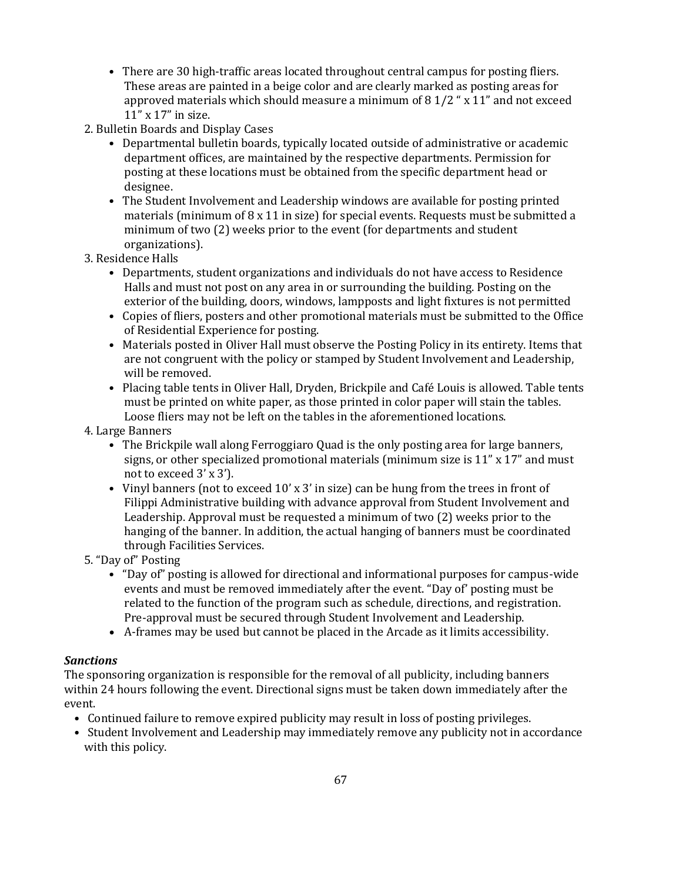- There are 30 high-traffic areas located throughout central campus for posting fliers. These areas are painted in a beige color and are clearly marked as posting areas for approved materials which should measure a minimum of 8 1/2 " x 11" and not exceed 11" x 17" in size.

2. Bulletin Boards and Display Cases
   - Departmental bulletin boards, typically located outside of administrative or academic department offices, are maintained by the respective departments. Permission for posting at these locations must be obtained from the specific department head or designee.
   - The Student Involvement and Leadership windows are available for posting printed materials (minimum of 8 x 11 in size) for special events. Requests must be submitted a minimum of two (2) weeks prior to the event (for departments and student organizations).
3. Residence Halls
   - Departments, student organizations and individuals do not have access to Residence Halls and must not post on any area in or surrounding the building. Posting on the exterior of the building, doors, windows, lampposts and light fixtures is not permitted
   - Copies of fliers, posters and other promotional materials must be submitted to the Office of Residential Experience for posting.
   - Materials posted in Oliver Hall must observe the Posting Policy in its entirety. Items that are not congruent with the policy or stamped by Student Involvement and Leadership, will be removed.
   - Placing table tents in Oliver Hall, Dryden, Brickpile and Café Louis is allowed. Table tents must be printed on white paper, as those printed in color paper will stain the tables. Loose fliers may not be left on the tables in the aforementioned locations.
4. Large Banners
   - The Brickpile wall along Ferroggiaro Quad is the only posting area for large banners, signs, or other specialized promotional materials (minimum size is 11" x 17" and must not to exceed 3' x 3').
   - Vinyl banners (not to exceed 10' x 3' in size) can be hung from the trees in front of Filippi Administrative building with advance approval from Student Involvement and Leadership. Approval must be requested a minimum of two (2) weeks prior to the hanging of the banner. In addition, the actual hanging of banners must be coordinated through Facilities Services.
5. "Day of" Posting
   - "Day of" posting is allowed for directional and informational purposes for campus-wide events and must be removed immediately after the event. "Day of' posting must be related to the function of the program such as schedule, directions, and registration. Pre-approval must be secured through Student Involvement and Leadership.
   - A-frames may be used but cannot be placed in the Arcade as it limits accessibility.

***Sanctions***

The sponsoring organization is responsible for the removal of all publicity, including banners within 24 hours following the event. Directional signs must be taken down immediately after the event.

- Continued failure to remove expired publicity may result in loss of posting privileges.
- Student Involvement and Leadership may immediately remove any publicity not in accordance with this policy.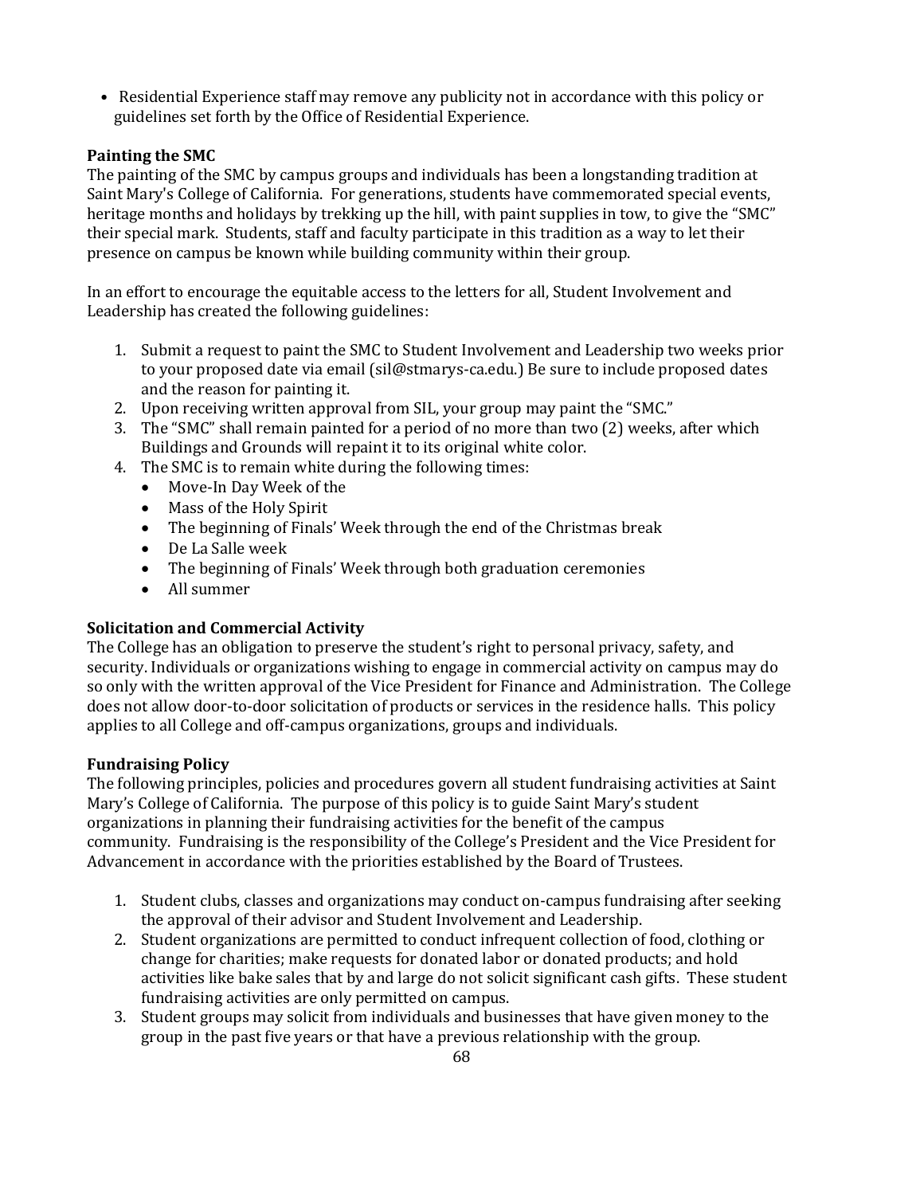- Residential Experience staff may remove any publicity not in accordance with this policy or guidelines set forth by the Office of Residential Experience.

**Painting the SMC**

The painting of the SMC by campus groups and individuals has been a longstanding tradition at Saint Mary's College of California. For generations, students have commemorated special events, heritage months and holidays by trekking up the hill, with paint supplies in tow, to give the "SMC" their special mark. Students, staff and faculty participate in this tradition as a way to let their presence on campus be known while building community within their group.

In an effort to encourage the equitable access to the letters for all, Student Involvement and Leadership has created the following guidelines:

1. Submit a request to paint the SMC to Student Involvement and Leadership two weeks prior to your proposed date via email (sil@stmarys-ca.edu.) Be sure to include proposed dates and the reason for painting it.
2. Upon receiving written approval from SIL, your group may paint the "SMC."
3. The "SMC" shall remain painted for a period of no more than two (2) weeks, after which Buildings and Grounds will repaint it to its original white color.
4. The SMC is to remain white during the following times:
   - Move-In Day Week of the
   - Mass of the Holy Spirit
   - The beginning of Finals' Week through the end of the Christmas break
   - De La Salle week
   - The beginning of Finals' Week through both graduation ceremonies
   - All summer

**Solicitation and Commercial Activity**

The College has an obligation to preserve the student's right to personal privacy, safety, and security. Individuals or organizations wishing to engage in commercial activity on campus may do so only with the written approval of the Vice President for Finance and Administration. The College does not allow door-to-door solicitation of products or services in the residence halls. This policy applies to all College and off-campus organizations, groups and individuals.

**Fundraising Policy**

The following principles, policies and procedures govern all student fundraising activities at Saint Mary's College of California. The purpose of this policy is to guide Saint Mary's student organizations in planning their fundraising activities for the benefit of the campus community. Fundraising is the responsibility of the College's President and the Vice President for Advancement in accordance with the priorities established by the Board of Trustees.

1. Student clubs, classes and organizations may conduct on-campus fundraising after seeking the approval of their advisor and Student Involvement and Leadership.
2. Student organizations are permitted to conduct infrequent collection of food, clothing or change for charities; make requests for donated labor or donated products; and hold activities like bake sales that by and large do not solicit significant cash gifts. These student fundraising activities are only permitted on campus.
3. Student groups may solicit from individuals and businesses that have given money to the group in the past five years or that have a previous relationship with the group.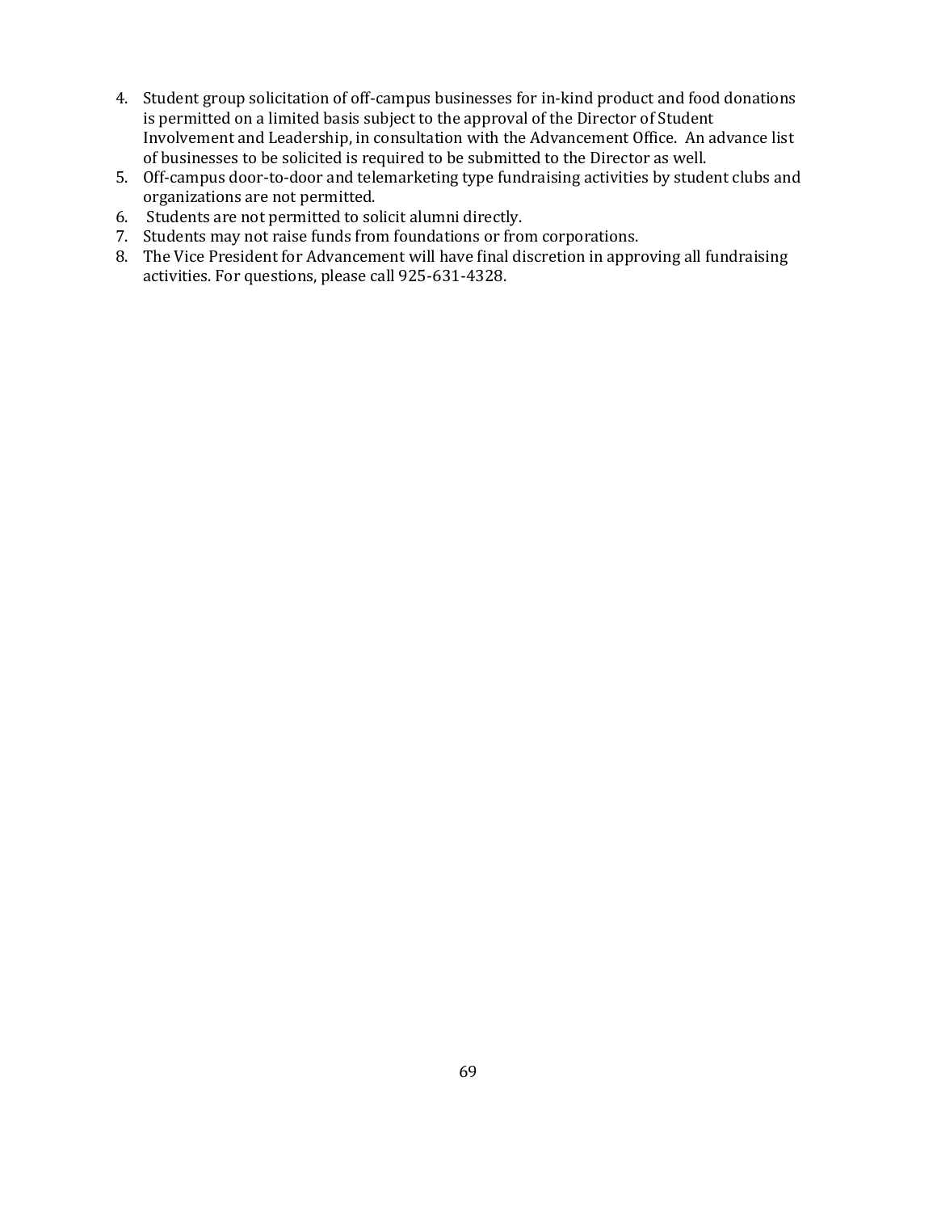4. Student group solicitation of off-campus businesses for in-kind product and food donations is permitted on a limited basis subject to the approval of the Director of Student Involvement and Leadership, in consultation with the Advancement Office. An advance list of businesses to be solicited is required to be submitted to the Director as well.
5. Off-campus door-to-door and telemarketing type fundraising activities by student clubs and organizations are not permitted.
6. Students are not permitted to solicit alumni directly.
7. Students may not raise funds from foundations or from corporations.
8. The Vice President for Advancement will have final discretion in approving all fundraising activities. For questions, please call 925-631-4328.